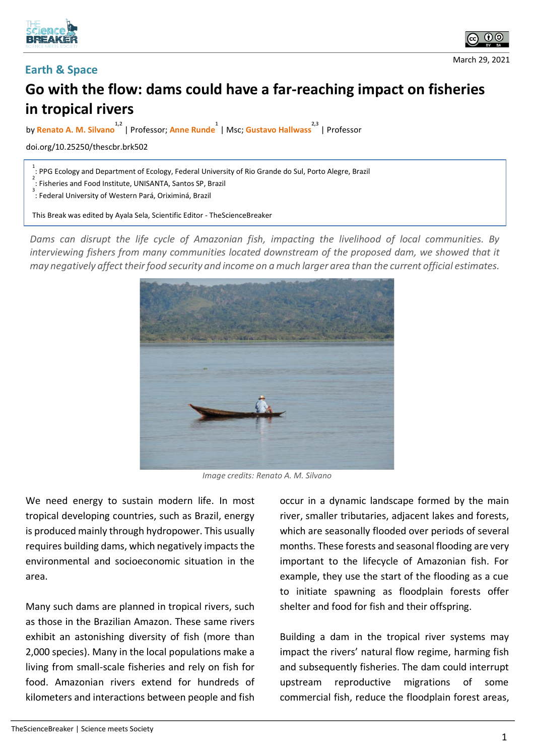Earth & Space

March 29, 2021

# Go with the flow: dams could have a far-reaching impact on fisheries in tropical rivers

by Renato A. M. Silvano[1,2] | Professor; Anne Runde[1] | Msc; Gustavo Hallwass[2,3] | Professor

doi.org/10.25250/thescbr.brk502

[1]: PPG Ecology and Department of Ecology, Federal University of Rio Grande do Sul, Porto Alegre, Brazil
[2]: Fisheries and Food Institute, UNISANTA, Santos SP, Brazil
[3]: Federal University of Western Pará, Oriximiná, Brazil

This Break was edited by Ayala Sela, Scientific Editor - TheScienceBreaker

*Dams can disrupt the life cycle of Amazonian fish, impacting the livelihood of local communities. By interviewing fishers from many communities located downstream of the proposed dam, we showed that it may negatively affect their food security and income on a much larger area than the current official estimates.*

*Image credits: Renato A. M. Silvano*

We need energy to sustain modern life. In most tropical developing countries, such as Brazil, energy is produced mainly through hydropower. This usually requires building dams, which negatively impacts the environmental and socioeconomic situation in the area.

Many such dams are planned in tropical rivers, such as those in the Brazilian Amazon. These same rivers exhibit an astonishing diversity of fish (more than 2,000 species). Many in the local populations make a living from small-scale fisheries and rely on fish for food. Amazonian rivers extend for hundreds of kilometers and interactions between people and fish occur in a dynamic landscape formed by the main river, smaller tributaries, adjacent lakes and forests, which are seasonally flooded over periods of several months. These forests and seasonal flooding are very important to the lifecycle of Amazonian fish. For example, they use the start of the flooding as a cue to initiate spawning as floodplain forests offer shelter and food for fish and their offspring.

Building a dam in the tropical river systems may impact the rivers' natural flow regime, harming fish and subsequently fisheries. The dam could interrupt upstream reproductive migrations of some commercial fish, reduce the floodplain forest areas,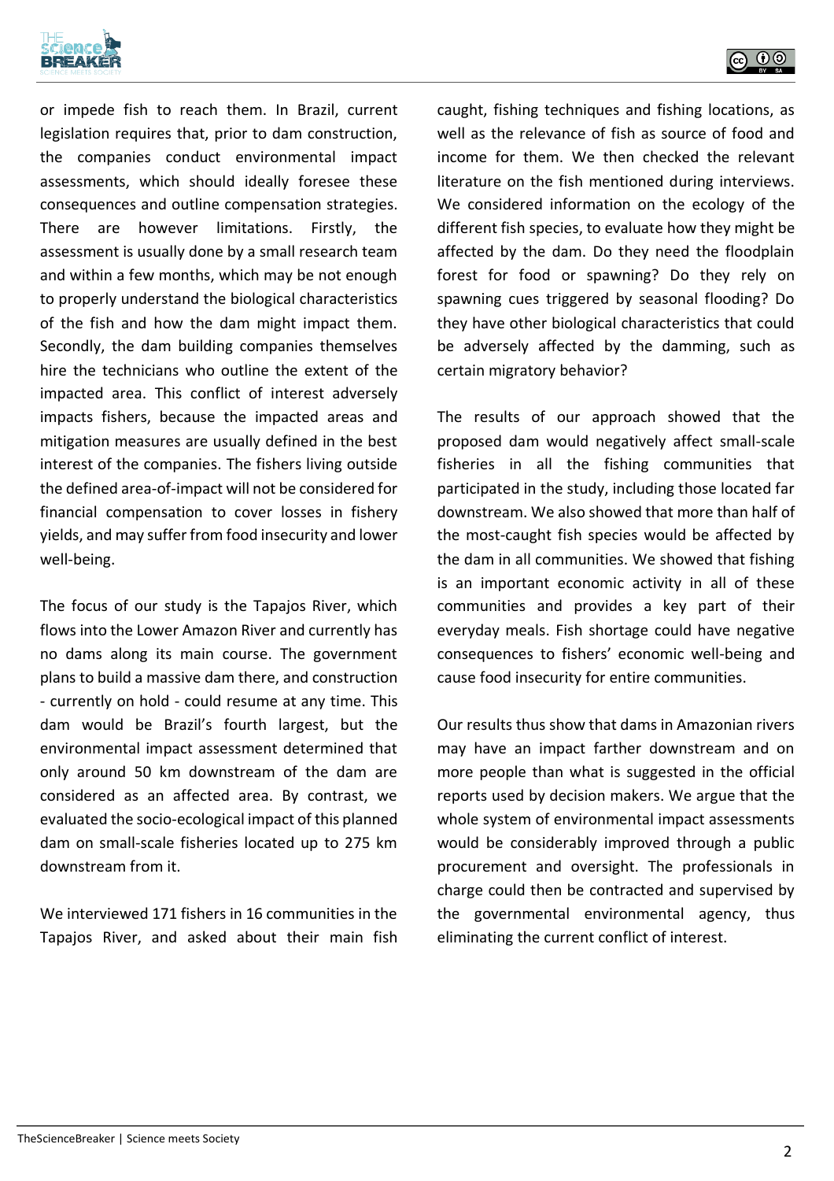or impede fish to reach them. In Brazil, current legislation requires that, prior to dam construction, the companies conduct environmental impact assessments, which should ideally foresee these consequences and outline compensation strategies. There are however limitations. Firstly, the assessment is usually done by a small research team and within a few months, which may be not enough to properly understand the biological characteristics of the fish and how the dam might impact them. Secondly, the dam building companies themselves hire the technicians who outline the extent of the impacted area. This conflict of interest adversely impacts fishers, because the impacted areas and mitigation measures are usually defined in the best interest of the companies. The fishers living outside the defined area-of-impact will not be considered for financial compensation to cover losses in fishery yields, and may suffer from food insecurity and lower well-being.

The focus of our study is the Tapajos River, which flows into the Lower Amazon River and currently has no dams along its main course. The government plans to build a massive dam there, and construction - currently on hold - could resume at any time. This dam would be Brazil's fourth largest, but the environmental impact assessment determined that only around 50 km downstream of the dam are considered as an affected area. By contrast, we evaluated the socio-ecological impact of this planned dam on small-scale fisheries located up to 275 km downstream from it.

We interviewed 171 fishers in 16 communities in the Tapajos River, and asked about their main fish caught, fishing techniques and fishing locations, as well as the relevance of fish as source of food and income for them. We then checked the relevant literature on the fish mentioned during interviews. We considered information on the ecology of the different fish species, to evaluate how they might be affected by the dam. Do they need the floodplain forest for food or spawning? Do they rely on spawning cues triggered by seasonal flooding? Do they have other biological characteristics that could be adversely affected by the damming, such as certain migratory behavior?

The results of our approach showed that the proposed dam would negatively affect small-scale fisheries in all the fishing communities that participated in the study, including those located far downstream. We also showed that more than half of the most-caught fish species would be affected by the dam in all communities. We showed that fishing is an important economic activity in all of these communities and provides a key part of their everyday meals. Fish shortage could have negative consequences to fishers' economic well-being and cause food insecurity for entire communities.

Our results thus show that dams in Amazonian rivers may have an impact farther downstream and on more people than what is suggested in the official reports used by decision makers. We argue that the whole system of environmental impact assessments would be considerably improved through a public procurement and oversight. The professionals in charge could then be contracted and supervised by the governmental environmental agency, thus eliminating the current conflict of interest.